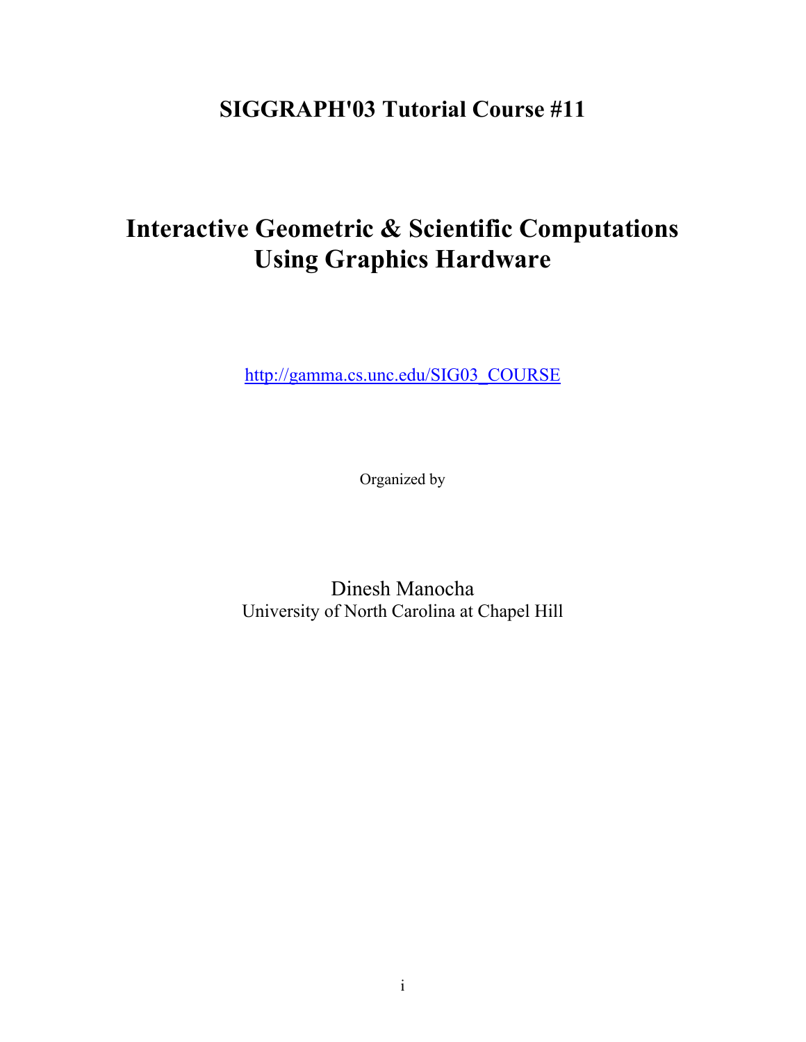# SIGGRAPH'03 Tutorial Course #11

# Interactive Geometric & Scientific Computations Using Graphics Hardware

http://gamma.cs.unc.edu/SIG03_COURSE

Organized by

Dinesh Manocha
University of North Carolina at Chapel Hill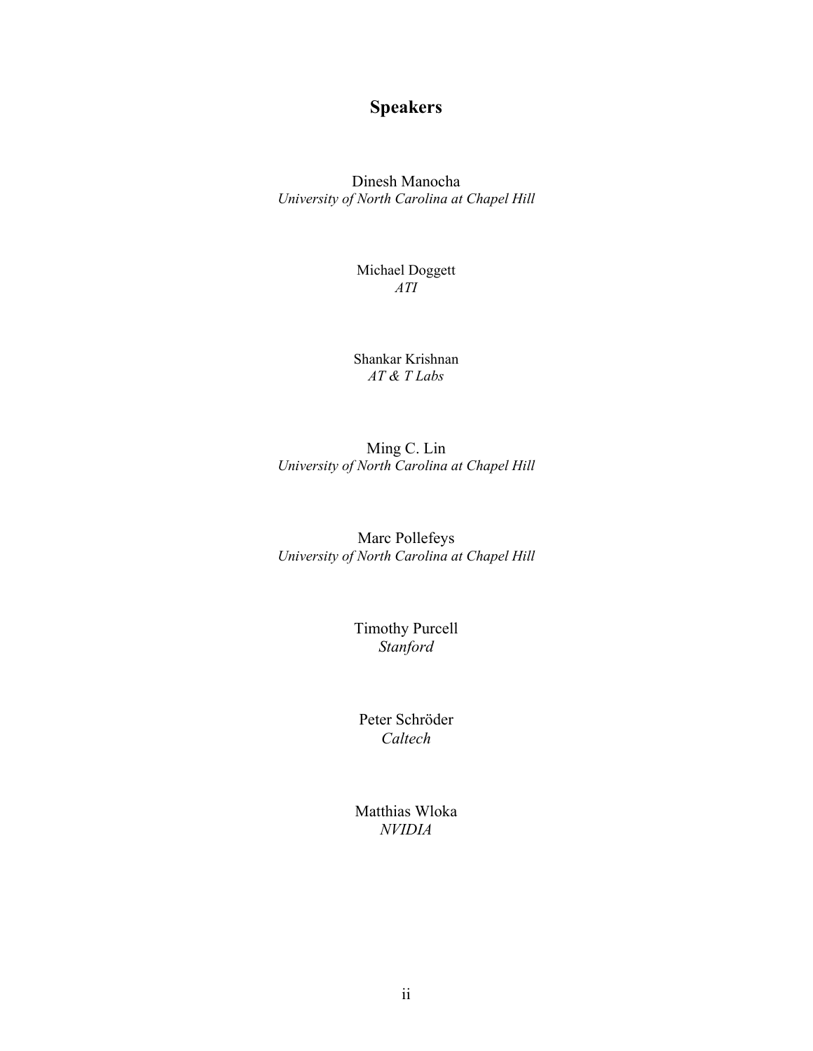## Speakers

Dinesh Manocha
*University of North Carolina at Chapel Hill*

Michael Doggett
*ATI*

Shankar Krishnan
*AT & T Labs*

Ming C. Lin
*University of North Carolina at Chapel Hill*

Marc Pollefeys
*University of North Carolina at Chapel Hill*

Timothy Purcell
*Stanford*

Peter Schröder
*Caltech*

Matthias Wloka
*NVIDIA*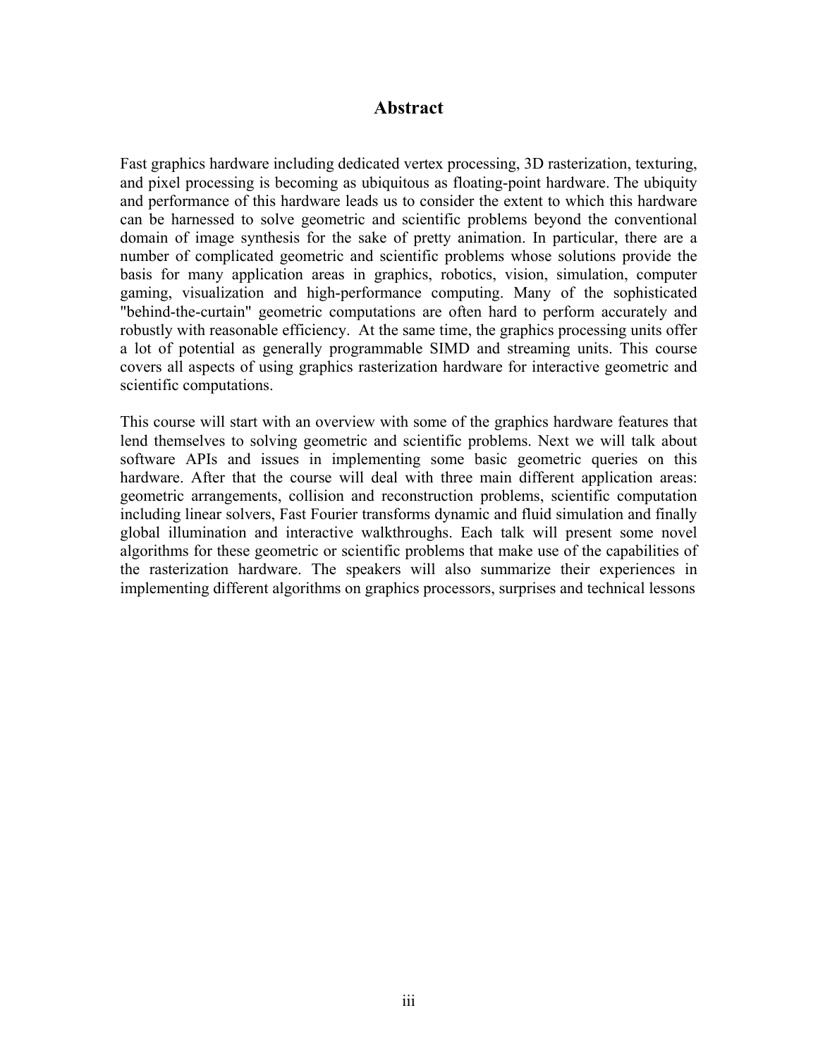# Abstract

Fast graphics hardware including dedicated vertex processing, 3D rasterization, texturing, and pixel processing is becoming as ubiquitous as floating-point hardware. The ubiquity and performance of this hardware leads us to consider the extent to which this hardware can be harnessed to solve geometric and scientific problems beyond the conventional domain of image synthesis for the sake of pretty animation. In particular, there are a number of complicated geometric and scientific problems whose solutions provide the basis for many application areas in graphics, robotics, vision, simulation, computer gaming, visualization and high-performance computing. Many of the sophisticated "behind-the-curtain" geometric computations are often hard to perform accurately and robustly with reasonable efficiency. At the same time, the graphics processing units offer a lot of potential as generally programmable SIMD and streaming units. This course covers all aspects of using graphics rasterization hardware for interactive geometric and scientific computations.

This course will start with an overview with some of the graphics hardware features that lend themselves to solving geometric and scientific problems. Next we will talk about software APIs and issues in implementing some basic geometric queries on this hardware. After that the course will deal with three main different application areas: geometric arrangements, collision and reconstruction problems, scientific computation including linear solvers, Fast Fourier transforms dynamic and fluid simulation and finally global illumination and interactive walkthroughs. Each talk will present some novel algorithms for these geometric or scientific problems that make use of the capabilities of the rasterization hardware. The speakers will also summarize their experiences in implementing different algorithms on graphics processors, surprises and technical lessons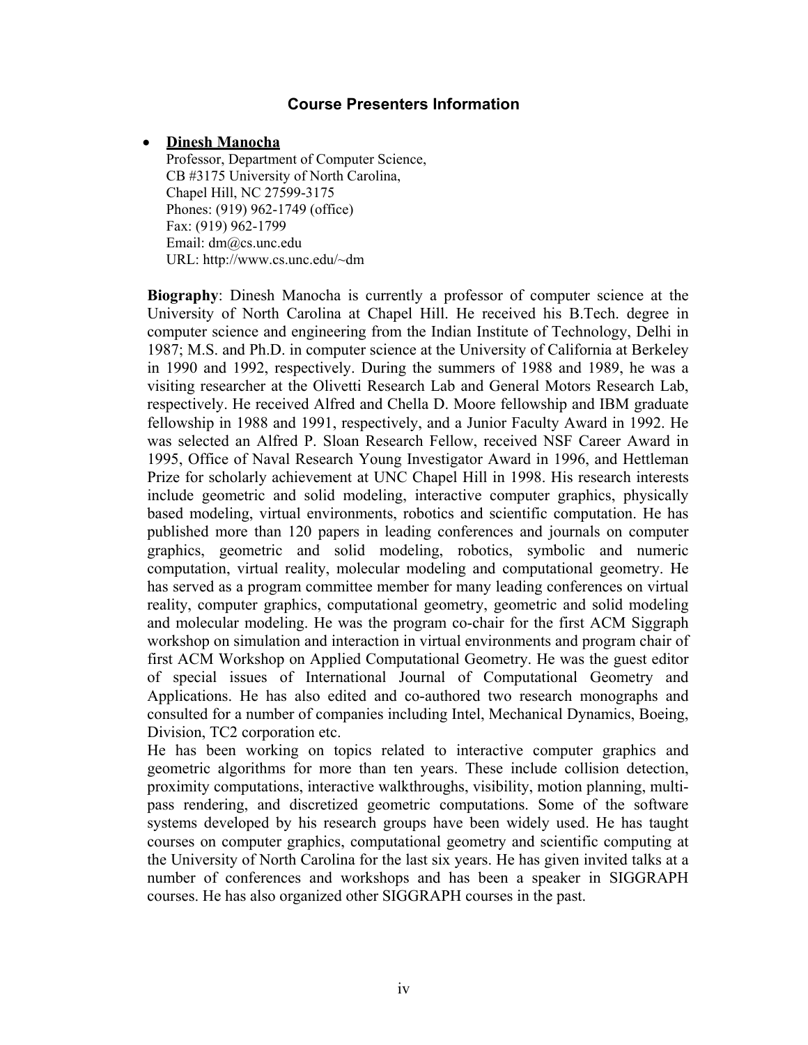## Course Presenters Information

- **Dinesh Manocha**

  Professor, Department of Computer Science,
  CB #3175 University of North Carolina,
  Chapel Hill, NC 27599-3175
  Phones: (919) 962-1749 (office)
  Fax: (919) 962-1799
  Email: dm@cs.unc.edu
  URL: http://www.cs.unc.edu/~dm

**Biography**: Dinesh Manocha is currently a professor of computer science at the University of North Carolina at Chapel Hill. He received his B.Tech. degree in computer science and engineering from the Indian Institute of Technology, Delhi in 1987; M.S. and Ph.D. in computer science at the University of California at Berkeley in 1990 and 1992, respectively. During the summers of 1988 and 1989, he was a visiting researcher at the Olivetti Research Lab and General Motors Research Lab, respectively. He received Alfred and Chella D. Moore fellowship and IBM graduate fellowship in 1988 and 1991, respectively, and a Junior Faculty Award in 1992. He was selected an Alfred P. Sloan Research Fellow, received NSF Career Award in 1995, Office of Naval Research Young Investigator Award in 1996, and Hettleman Prize for scholarly achievement at UNC Chapel Hill in 1998. His research interests include geometric and solid modeling, interactive computer graphics, physically based modeling, virtual environments, robotics and scientific computation. He has published more than 120 papers in leading conferences and journals on computer graphics, geometric and solid modeling, robotics, symbolic and numeric computation, virtual reality, molecular modeling and computational geometry. He has served as a program committee member for many leading conferences on virtual reality, computer graphics, computational geometry, geometric and solid modeling and molecular modeling. He was the program co-chair for the first ACM Siggraph workshop on simulation and interaction in virtual environments and program chair of first ACM Workshop on Applied Computational Geometry. He was the guest editor of special issues of International Journal of Computational Geometry and Applications. He has also edited and co-authored two research monographs and consulted for a number of companies including Intel, Mechanical Dynamics, Boeing, Division, TC2 corporation etc.

He has been working on topics related to interactive computer graphics and geometric algorithms for more than ten years. These include collision detection, proximity computations, interactive walkthroughs, visibility, motion planning, multi-pass rendering, and discretized geometric computations. Some of the software systems developed by his research groups have been widely used. He has taught courses on computer graphics, computational geometry and scientific computing at the University of North Carolina for the last six years. He has given invited talks at a number of conferences and workshops and has been a speaker in SIGGRAPH courses. He has also organized other SIGGRAPH courses in the past.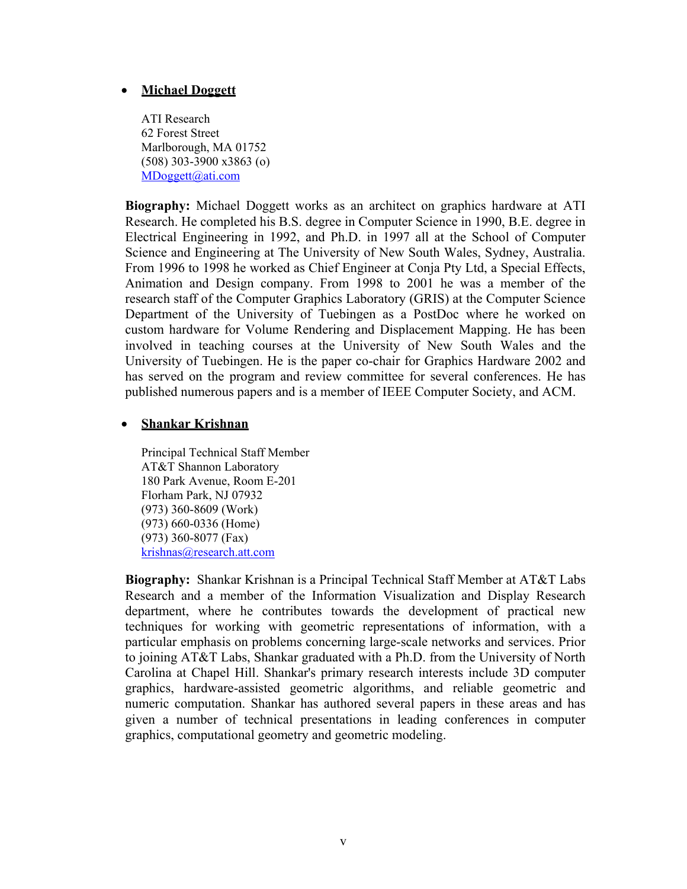- **Michael Doggett**

  ATI Research
  62 Forest Street
  Marlborough, MA 01752
  (508) 303-3900 x3863 (o)
  MDoggett@ati.com

**Biography:** Michael Doggett works as an architect on graphics hardware at ATI Research. He completed his B.S. degree in Computer Science in 1990, B.E. degree in Electrical Engineering in 1992, and Ph.D. in 1997 all at the School of Computer Science and Engineering at The University of New South Wales, Sydney, Australia. From 1996 to 1998 he worked as Chief Engineer at Conja Pty Ltd, a Special Effects, Animation and Design company. From 1998 to 2001 he was a member of the research staff of the Computer Graphics Laboratory (GRIS) at the Computer Science Department of the University of Tuebingen as a PostDoc where he worked on custom hardware for Volume Rendering and Displacement Mapping. He has been involved in teaching courses at the University of New South Wales and the University of Tuebingen. He is the paper co-chair for Graphics Hardware 2002 and has served on the program and review committee for several conferences. He has published numerous papers and is a member of IEEE Computer Society, and ACM.

- **Shankar Krishnan**

  Principal Technical Staff Member
  AT&T Shannon Laboratory
  180 Park Avenue, Room E-201
  Florham Park, NJ 07932
  (973) 360-8609 (Work)
  (973) 660-0336 (Home)
  (973) 360-8077 (Fax)
  krishnas@research.att.com

**Biography:** Shankar Krishnan is a Principal Technical Staff Member at AT&T Labs Research and a member of the Information Visualization and Display Research department, where he contributes towards the development of practical new techniques for working with geometric representations of information, with a particular emphasis on problems concerning large-scale networks and services. Prior to joining AT&T Labs, Shankar graduated with a Ph.D. from the University of North Carolina at Chapel Hill. Shankar's primary research interests include 3D computer graphics, hardware-assisted geometric algorithms, and reliable geometric and numeric computation. Shankar has authored several papers in these areas and has given a number of technical presentations in leading conferences in computer graphics, computational geometry and geometric modeling.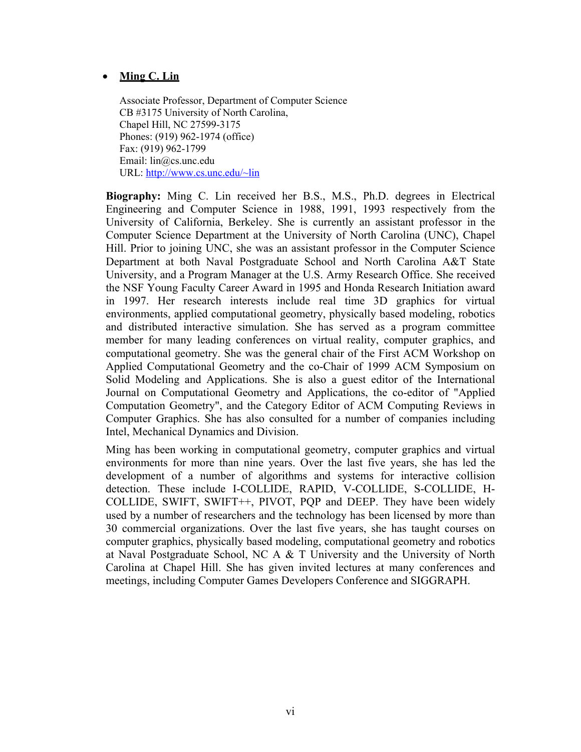- **Ming C. Lin**

  Associate Professor, Department of Computer Science
  CB #3175 University of North Carolina,
  Chapel Hill, NC 27599-3175
  Phones: (919) 962-1974 (office)
  Fax: (919) 962-1799
  Email: lin@cs.unc.edu
  URL: http://www.cs.unc.edu/~lin

**Biography:** Ming C. Lin received her B.S., M.S., Ph.D. degrees in Electrical Engineering and Computer Science in 1988, 1991, 1993 respectively from the University of California, Berkeley. She is currently an assistant professor in the Computer Science Department at the University of North Carolina (UNC), Chapel Hill. Prior to joining UNC, she was an assistant professor in the Computer Science Department at both Naval Postgraduate School and North Carolina A&T State University, and a Program Manager at the U.S. Army Research Office. She received the NSF Young Faculty Career Award in 1995 and Honda Research Initiation award in 1997. Her research interests include real time 3D graphics for virtual environments, applied computational geometry, physically based modeling, robotics and distributed interactive simulation. She has served as a program committee member for many leading conferences on virtual reality, computer graphics, and computational geometry. She was the general chair of the First ACM Workshop on Applied Computational Geometry and the co-Chair of 1999 ACM Symposium on Solid Modeling and Applications. She is also a guest editor of the International Journal on Computational Geometry and Applications, the co-editor of "Applied Computation Geometry", and the Category Editor of ACM Computing Reviews in Computer Graphics. She has also consulted for a number of companies including Intel, Mechanical Dynamics and Division.

Ming has been working in computational geometry, computer graphics and virtual environments for more than nine years. Over the last five years, she has led the development of a number of algorithms and systems for interactive collision detection. These include I-COLLIDE, RAPID, V-COLLIDE, S-COLLIDE, H-COLLIDE, SWIFT, SWIFT++, PIVOT, PQP and DEEP. They have been widely used by a number of researchers and the technology has been licensed by more than 30 commercial organizations. Over the last five years, she has taught courses on computer graphics, physically based modeling, computational geometry and robotics at Naval Postgraduate School, NC A & T University and the University of North Carolina at Chapel Hill. She has given invited lectures at many conferences and meetings, including Computer Games Developers Conference and SIGGRAPH.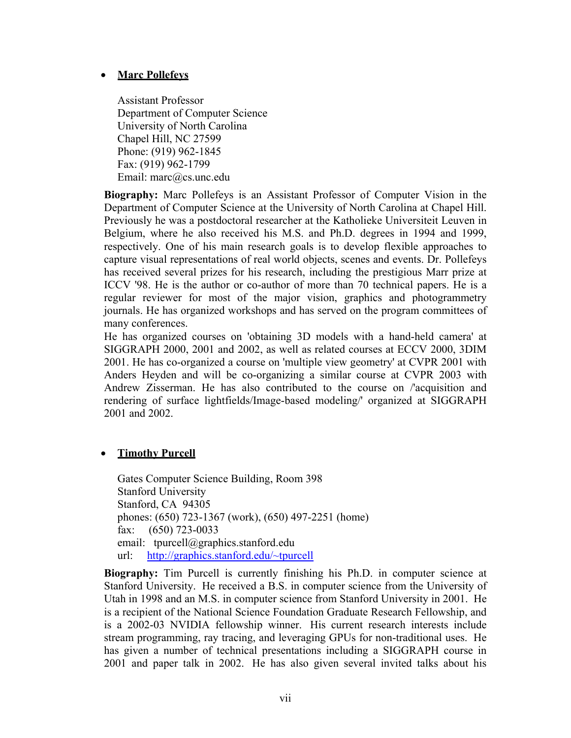- **Marc Pollefeys**

  Assistant Professor
  Department of Computer Science
  University of North Carolina
  Chapel Hill, NC 27599
  Phone: (919) 962-1845
  Fax: (919) 962-1799
  Email: marc@cs.unc.edu

**Biography:** Marc Pollefeys is an Assistant Professor of Computer Vision in the Department of Computer Science at the University of North Carolina at Chapel Hill. Previously he was a postdoctoral researcher at the Katholieke Universiteit Leuven in Belgium, where he also received his M.S. and Ph.D. degrees in 1994 and 1999, respectively. One of his main research goals is to develop flexible approaches to capture visual representations of real world objects, scenes and events. Dr. Pollefeys has received several prizes for his research, including the prestigious Marr prize at ICCV '98. He is the author or co-author of more than 70 technical papers. He is a regular reviewer for most of the major vision, graphics and photogrammetry journals. He has organized workshops and has served on the program committees of many conferences.
He has organized courses on 'obtaining 3D models with a hand-held camera' at SIGGRAPH 2000, 2001 and 2002, as well as related courses at ECCV 2000, 3DIM 2001. He has co-organized a course on 'multiple view geometry' at CVPR 2001 with Anders Heyden and will be co-organizing a similar course at CVPR 2003 with Andrew Zisserman. He has also contributed to the course on /'acquisition and rendering of surface lightfields/Image-based modeling/' organized at SIGGRAPH 2001 and 2002.

- **Timothy Purcell**

  Gates Computer Science Building, Room 398
  Stanford University
  Stanford, CA 94305
  phones: (650) 723-1367 (work), (650) 497-2251 (home)
  fax: (650) 723-0033
  email: tpurcell@graphics.stanford.edu
  url: http://graphics.stanford.edu/~tpurcell

**Biography:** Tim Purcell is currently finishing his Ph.D. in computer science at Stanford University. He received a B.S. in computer science from the University of Utah in 1998 and an M.S. in computer science from Stanford University in 2001. He is a recipient of the National Science Foundation Graduate Research Fellowship, and is a 2002-03 NVIDIA fellowship winner. His current research interests include stream programming, ray tracing, and leveraging GPUs for non-traditional uses. He has given a number of technical presentations including a SIGGRAPH course in 2001 and paper talk in 2002. He has also given several invited talks about his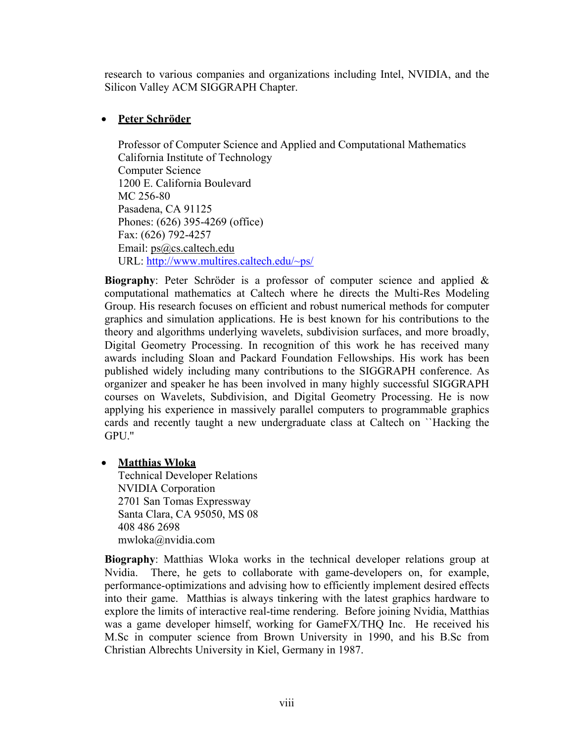research to various companies and organizations including Intel, NVIDIA, and the Silicon Valley ACM SIGGRAPH Chapter.

- **Peter Schröder**

  Professor of Computer Science and Applied and Computational Mathematics
  California Institute of Technology
  Computer Science
  1200 E. California Boulevard
  MC 256-80
  Pasadena, CA 91125
  Phones: (626) 395-4269 (office)
  Fax: (626) 792-4257
  Email: ps@cs.caltech.edu
  URL: http://www.multires.caltech.edu/~ps/

**Biography**: Peter Schröder is a professor of computer science and applied & computational mathematics at Caltech where he directs the Multi-Res Modeling Group. His research focuses on efficient and robust numerical methods for computer graphics and simulation applications. He is best known for his contributions to the theory and algorithms underlying wavelets, subdivision surfaces, and more broadly, Digital Geometry Processing. In recognition of this work he has received many awards including Sloan and Packard Foundation Fellowships. His work has been published widely including many contributions to the SIGGRAPH conference. As organizer and speaker he has been involved in many highly successful SIGGRAPH courses on Wavelets, Subdivision, and Digital Geometry Processing. He is now applying his experience in massively parallel computers to programmable graphics cards and recently taught a new undergraduate class at Caltech on ``Hacking the GPU."

- **Matthias Wloka**
  Technical Developer Relations
  NVIDIA Corporation
  2701 San Tomas Expressway
  Santa Clara, CA 95050, MS 08
  408 486 2698
  mwloka@nvidia.com

**Biography**: Matthias Wloka works in the technical developer relations group at Nvidia. There, he gets to collaborate with game-developers on, for example, performance-optimizations and advising how to efficiently implement desired effects into their game. Matthias is always tinkering with the latest graphics hardware to explore the limits of interactive real-time rendering. Before joining Nvidia, Matthias was a game developer himself, working for GameFX/THQ Inc. He received his M.Sc in computer science from Brown University in 1990, and his B.Sc from Christian Albrechts University in Kiel, Germany in 1987.